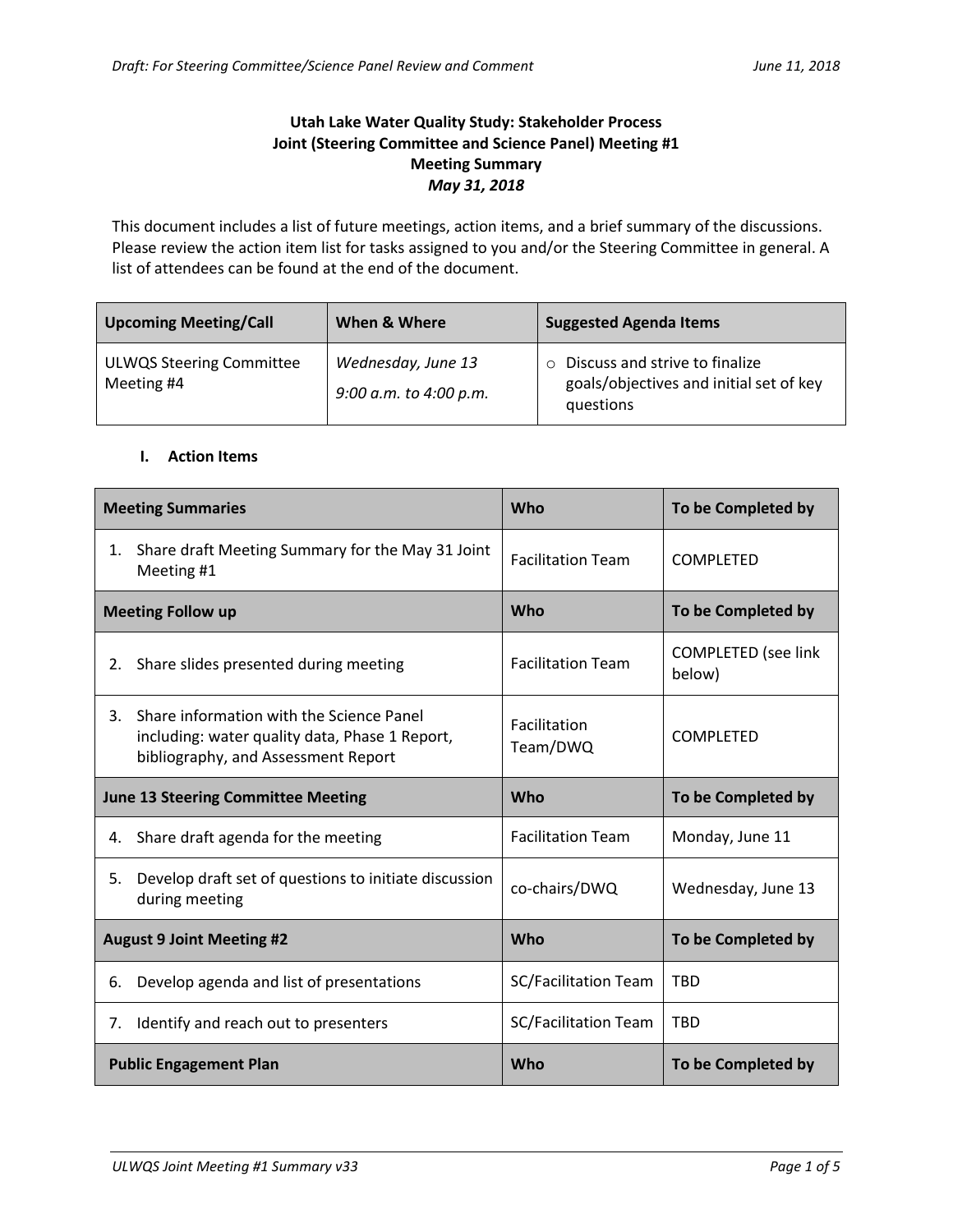**Utah Lake Water Quality Study: Stakeholder Process**
**Joint (Steering Committee and Science Panel) Meeting #1**
**Meeting Summary**
***May 31, 2018***

This document includes a list of future meetings, action items, and a brief summary of the discussions. Please review the action item list for tasks assigned to you and/or the Steering Committee in general. A list of attendees can be found at the end of the document.

| Upcoming Meeting/Call | When & Where | Suggested Agenda Items |
|---|---|---|
| ULWQS Steering Committee Meeting #4 | *Wednesday, June 13* *9:00 a.m. to 4:00 p.m.* | ○ Discuss and strive to finalize goals/objectives and initial set of key questions |

## I. Action Items

| Meeting Summaries | Who | To be Completed by |
|---|---|---|
| 1. Share draft Meeting Summary for the May 31 Joint Meeting #1 | Facilitation Team | COMPLETED |
| **Meeting Follow up** | **Who** | **To be Completed by** |
| 2. Share slides presented during meeting | Facilitation Team | COMPLETED (see link below) |
| 3. Share information with the Science Panel including: water quality data, Phase 1 Report, bibliography, and Assessment Report | Facilitation Team/DWQ | COMPLETED |
| **June 13 Steering Committee Meeting** | **Who** | **To be Completed by** |
| 4. Share draft agenda for the meeting | Facilitation Team | Monday, June 11 |
| 5. Develop draft set of questions to initiate discussion during meeting | co-chairs/DWQ | Wednesday, June 13 |
| **August 9 Joint Meeting #2** | **Who** | **To be Completed by** |
| 6. Develop agenda and list of presentations | SC/Facilitation Team | TBD |
| 7. Identify and reach out to presenters | SC/Facilitation Team | TBD |
| **Public Engagement Plan** | **Who** | **To be Completed by** |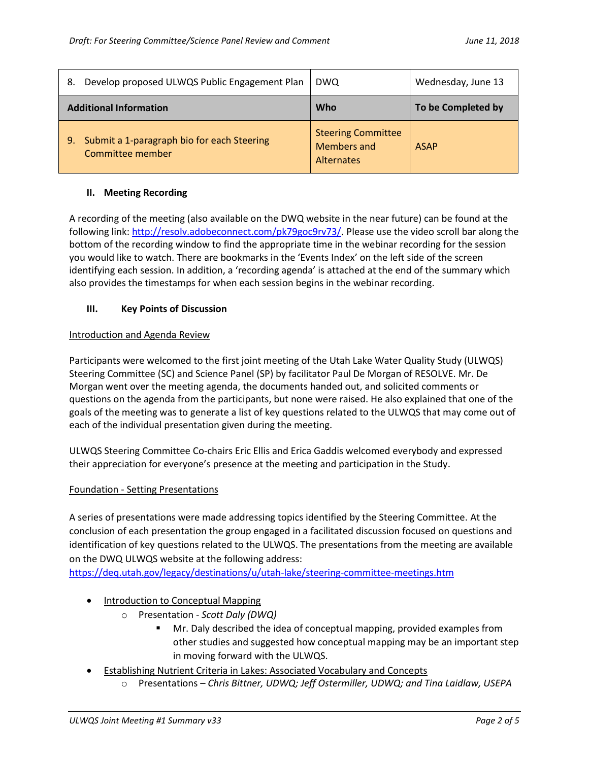| 8. Develop proposed ULWQS Public Engagement Plan | DWQ | Wednesday, June 13 |
|---|---|---|
| **Additional Information** | **Who** | **To be Completed by** |
| 9. Submit a 1-paragraph bio for each Steering Committee member | Steering Committee Members and Alternates | ASAP |

## II. Meeting Recording

A recording of the meeting (also available on the DWQ website in the near future) can be found at the following link: [http://resolv.adobeconnect.com/pk79goc9rv73/](http://resolv.adobeconnect.com/pk79goc9rv73/). Please use the video scroll bar along the bottom of the recording window to find the appropriate time in the webinar recording for the session you would like to watch. There are bookmarks in the 'Events Index' on the left side of the screen identifying each session. In addition, a 'recording agenda' is attached at the end of the summary which also provides the timestamps for when each session begins in the webinar recording.

## III. Key Points of Discussion

Introduction and Agenda Review

Participants were welcomed to the first joint meeting of the Utah Lake Water Quality Study (ULWQS) Steering Committee (SC) and Science Panel (SP) by facilitator Paul De Morgan of RESOLVE. Mr. De Morgan went over the meeting agenda, the documents handed out, and solicited comments or questions on the agenda from the participants, but none were raised. He also explained that one of the goals of the meeting was to generate a list of key questions related to the ULWQS that may come out of each of the individual presentation given during the meeting.

ULWQS Steering Committee Co-chairs Eric Ellis and Erica Gaddis welcomed everybody and expressed their appreciation for everyone's presence at the meeting and participation in the Study.

Foundation - Setting Presentations

A series of presentations were made addressing topics identified by the Steering Committee. At the conclusion of each presentation the group engaged in a facilitated discussion focused on questions and identification of key questions related to the ULWQS. The presentations from the meeting are available on the DWQ ULWQS website at the following address: [https://deq.utah.gov/legacy/destinations/u/utah-lake/steering-committee-meetings.htm](https://deq.utah.gov/legacy/destinations/u/utah-lake/steering-committee-meetings.htm)

- Introduction to Conceptual Mapping
  - Presentation - *Scott Daly (DWQ)*
    - Mr. Daly described the idea of conceptual mapping, provided examples from other studies and suggested how conceptual mapping may be an important step in moving forward with the ULWQS.
- Establishing Nutrient Criteria in Lakes: Associated Vocabulary and Concepts
  - Presentations – *Chris Bittner, UDWQ; Jeff Ostermiller, UDWQ; and Tina Laidlaw, USEPA*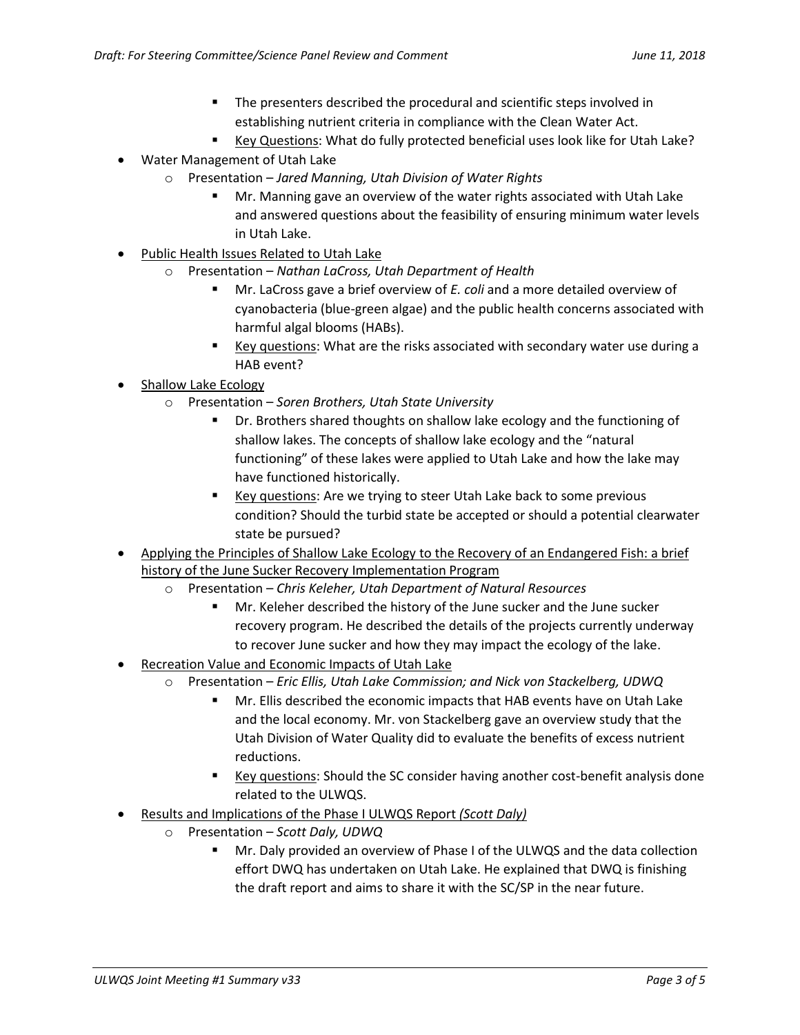- The presenters described the procedural and scientific steps involved in establishing nutrient criteria in compliance with the Clean Water Act.
    - <u>Key Questions</u>: What do fully protected beneficial uses look like for Utah Lake?
- Water Management of Utah Lake
  - Presentation – *Jared Manning, Utah Division of Water Rights*
    - Mr. Manning gave an overview of the water rights associated with Utah Lake and answered questions about the feasibility of ensuring minimum water levels in Utah Lake.
- <u>Public Health Issues Related to Utah Lake</u>
  - Presentation – *Nathan LaCross, Utah Department of Health*
    - Mr. LaCross gave a brief overview of *E. coli* and a more detailed overview of cyanobacteria (blue-green algae) and the public health concerns associated with harmful algal blooms (HABs).
    - <u>Key questions</u>: What are the risks associated with secondary water use during a HAB event?
- <u>Shallow Lake Ecology</u>
  - Presentation – *Soren Brothers, Utah State University*
    - Dr. Brothers shared thoughts on shallow lake ecology and the functioning of shallow lakes. The concepts of shallow lake ecology and the "natural functioning" of these lakes were applied to Utah Lake and how the lake may have functioned historically.
    - <u>Key questions</u>: Are we trying to steer Utah Lake back to some previous condition? Should the turbid state be accepted or should a potential clearwater state be pursued?
- <u>Applying the Principles of Shallow Lake Ecology to the Recovery of an Endangered Fish: a brief history of the June Sucker Recovery Implementation Program</u>
  - Presentation – *Chris Keleher, Utah Department of Natural Resources*
    - Mr. Keleher described the history of the June sucker and the June sucker recovery program. He described the details of the projects currently underway to recover June sucker and how they may impact the ecology of the lake.
- <u>Recreation Value and Economic Impacts of Utah Lake</u>
  - Presentation – *Eric Ellis, Utah Lake Commission; and Nick von Stackelberg, UDWQ*
    - Mr. Ellis described the economic impacts that HAB events have on Utah Lake and the local economy. Mr. von Stackelberg gave an overview study that the Utah Division of Water Quality did to evaluate the benefits of excess nutrient reductions.
    - <u>Key questions</u>: Should the SC consider having another cost-benefit analysis done related to the ULWQS.
- <u>Results and Implications of the Phase I ULWQS Report *(Scott Daly)*</u>
  - Presentation – *Scott Daly, UDWQ*
    - Mr. Daly provided an overview of Phase I of the ULWQS and the data collection effort DWQ has undertaken on Utah Lake. He explained that DWQ is finishing the draft report and aims to share it with the SC/SP in the near future.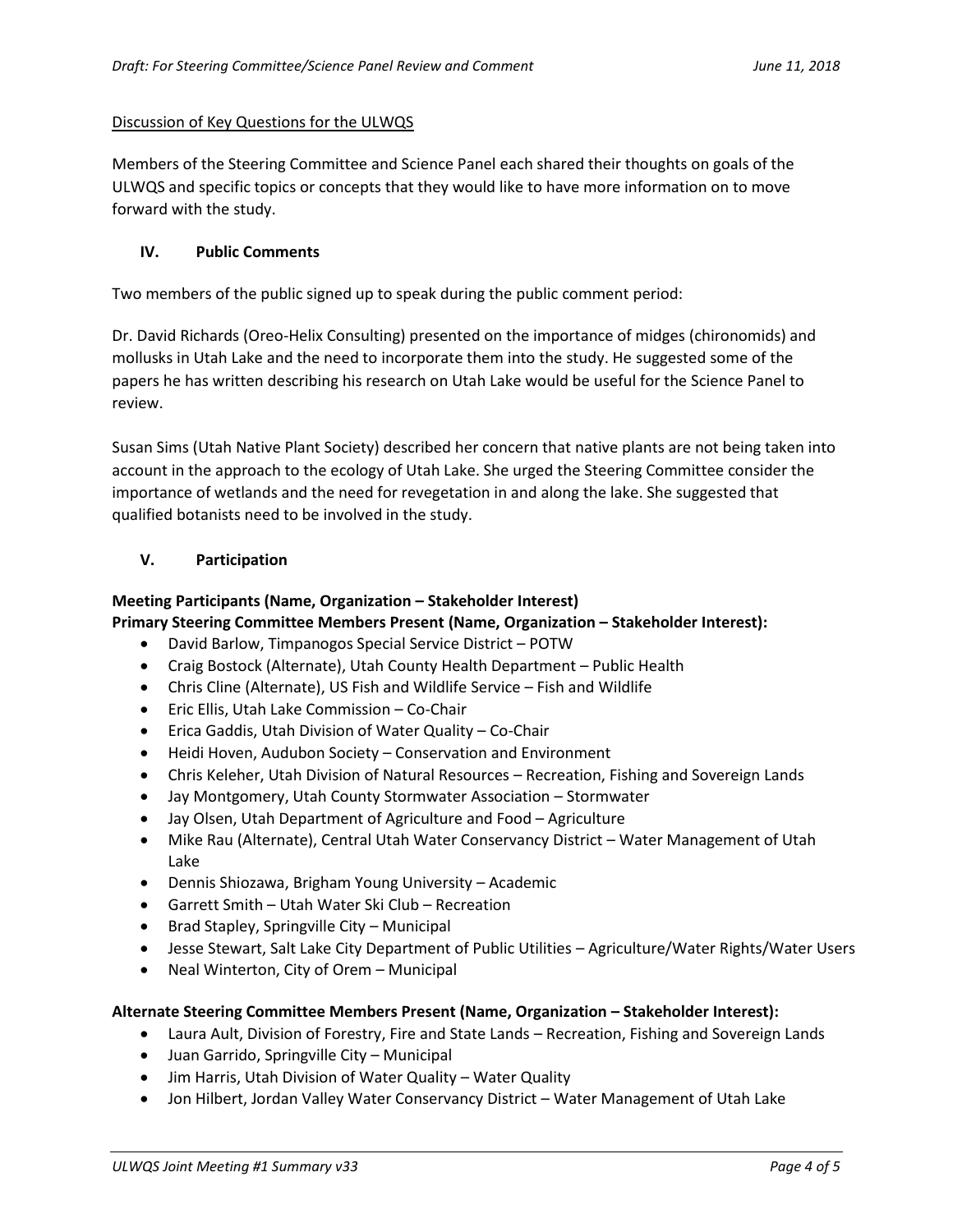Discussion of Key Questions for the ULWQS

Members of the Steering Committee and Science Panel each shared their thoughts on goals of the ULWQS and specific topics or concepts that they would like to have more information on to move forward with the study.

## IV. Public Comments

Two members of the public signed up to speak during the public comment period:

Dr. David Richards (Oreo-Helix Consulting) presented on the importance of midges (chironomids) and mollusks in Utah Lake and the need to incorporate them into the study. He suggested some of the papers he has written describing his research on Utah Lake would be useful for the Science Panel to review.

Susan Sims (Utah Native Plant Society) described her concern that native plants are not being taken into account in the approach to the ecology of Utah Lake. She urged the Steering Committee consider the importance of wetlands and the need for revegetation in and along the lake. She suggested that qualified botanists need to be involved in the study.

## V. Participation

**Meeting Participants (Name, Organization – Stakeholder Interest)**

**Primary Steering Committee Members Present (Name, Organization – Stakeholder Interest):**

- David Barlow, Timpanogos Special Service District – POTW
- Craig Bostock (Alternate), Utah County Health Department – Public Health
- Chris Cline (Alternate), US Fish and Wildlife Service – Fish and Wildlife
- Eric Ellis, Utah Lake Commission – Co-Chair
- Erica Gaddis, Utah Division of Water Quality – Co-Chair
- Heidi Hoven, Audubon Society – Conservation and Environment
- Chris Keleher, Utah Division of Natural Resources – Recreation, Fishing and Sovereign Lands
- Jay Montgomery, Utah County Stormwater Association – Stormwater
- Jay Olsen, Utah Department of Agriculture and Food – Agriculture
- Mike Rau (Alternate), Central Utah Water Conservancy District – Water Management of Utah Lake
- Dennis Shiozawa, Brigham Young University – Academic
- Garrett Smith – Utah Water Ski Club – Recreation
- Brad Stapley, Springville City – Municipal
- Jesse Stewart, Salt Lake City Department of Public Utilities – Agriculture/Water Rights/Water Users
- Neal Winterton, City of Orem – Municipal

**Alternate Steering Committee Members Present (Name, Organization – Stakeholder Interest):**

- Laura Ault, Division of Forestry, Fire and State Lands – Recreation, Fishing and Sovereign Lands
- Juan Garrido, Springville City – Municipal
- Jim Harris, Utah Division of Water Quality – Water Quality
- Jon Hilbert, Jordan Valley Water Conservancy District – Water Management of Utah Lake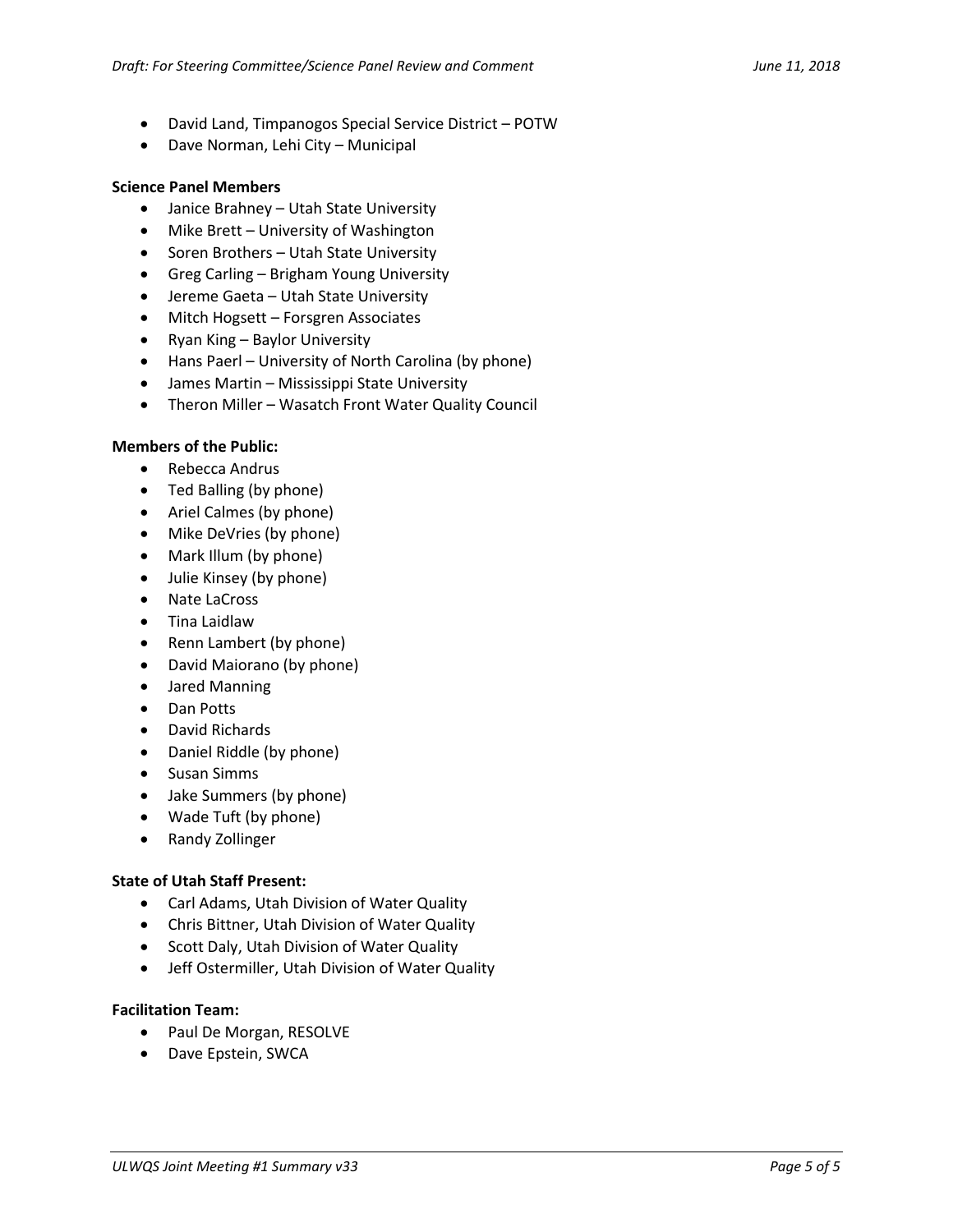- David Land, Timpanogos Special Service District – POTW
- Dave Norman, Lehi City – Municipal

**Science Panel Members**

- Janice Brahney – Utah State University
- Mike Brett – University of Washington
- Soren Brothers – Utah State University
- Greg Carling – Brigham Young University
- Jereme Gaeta – Utah State University
- Mitch Hogsett – Forsgren Associates
- Ryan King – Baylor University
- Hans Paerl – University of North Carolina (by phone)
- James Martin – Mississippi State University
- Theron Miller – Wasatch Front Water Quality Council

**Members of the Public:**

- Rebecca Andrus
- Ted Balling (by phone)
- Ariel Calmes (by phone)
- Mike DeVries (by phone)
- Mark Illum (by phone)
- Julie Kinsey (by phone)
- Nate LaCross
- Tina Laidlaw
- Renn Lambert (by phone)
- David Maiorano (by phone)
- Jared Manning
- Dan Potts
- David Richards
- Daniel Riddle (by phone)
- Susan Simms
- Jake Summers (by phone)
- Wade Tuft (by phone)
- Randy Zollinger

**State of Utah Staff Present:**

- Carl Adams, Utah Division of Water Quality
- Chris Bittner, Utah Division of Water Quality
- Scott Daly, Utah Division of Water Quality
- Jeff Ostermiller, Utah Division of Water Quality

**Facilitation Team:**

- Paul De Morgan, RESOLVE
- Dave Epstein, SWCA